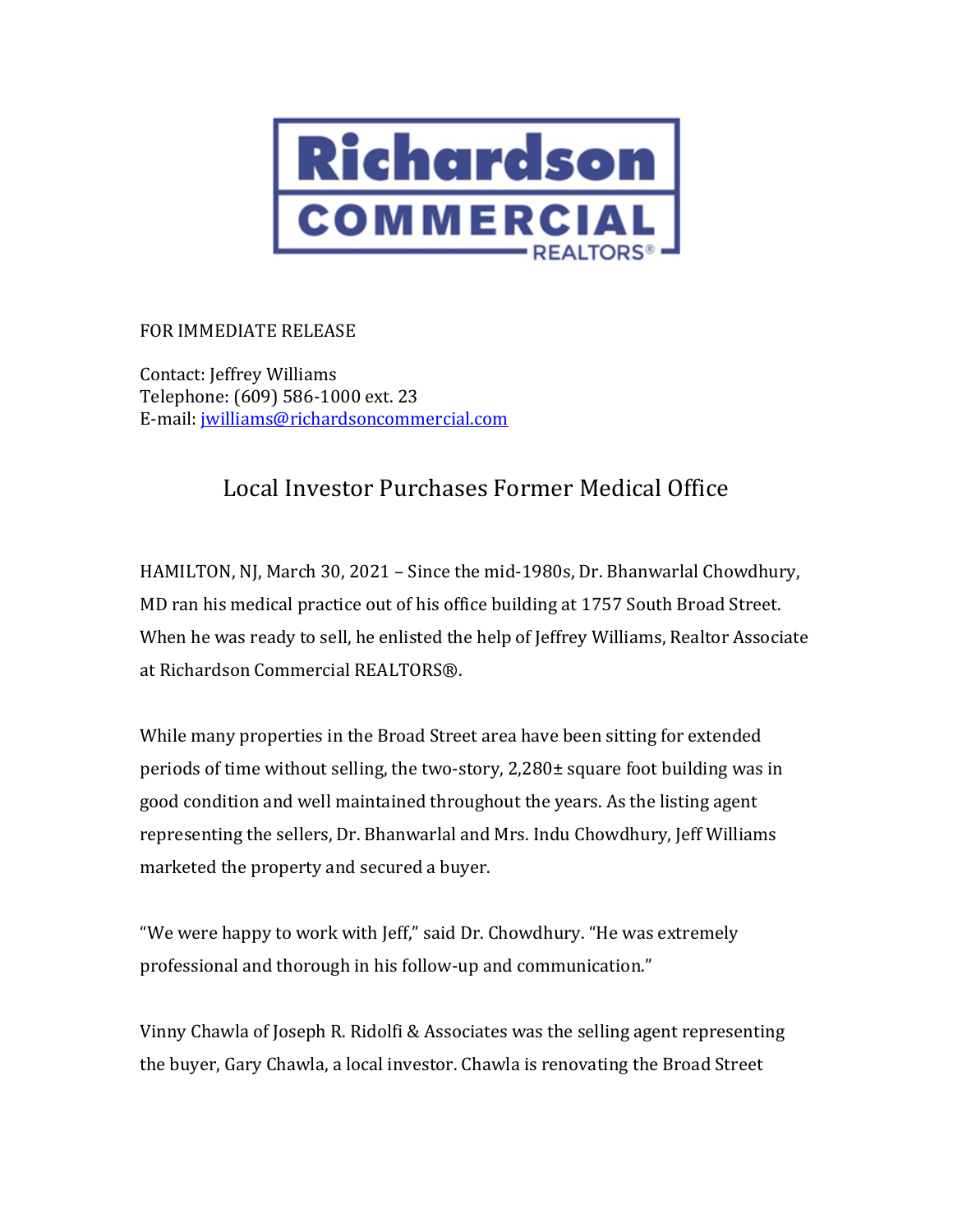Richardson COMMERCIAL REALTORS®

FOR IMMEDIATE RELEASE

Contact: Jeffrey Williams
Telephone: (609) 586-1000 ext. 23
E-mail: [jwilliams@richardsoncommercial.com](mailto:jwilliams@richardsoncommercial.com)

# Local Investor Purchases Former Medical Office

HAMILTON, NJ, March 30, 2021 – Since the mid-1980s, Dr. Bhanwarlal Chowdhury, MD ran his medical practice out of his office building at 1757 South Broad Street. When he was ready to sell, he enlisted the help of Jeffrey Williams, Realtor Associate at Richardson Commercial REALTORS®.

While many properties in the Broad Street area have been sitting for extended periods of time without selling, the two-story, 2,280± square foot building was in good condition and well maintained throughout the years. As the listing agent representing the sellers, Dr. Bhanwarlal and Mrs. Indu Chowdhury, Jeff Williams marketed the property and secured a buyer.

"We were happy to work with Jeff," said Dr. Chowdhury. "He was extremely professional and thorough in his follow-up and communication."

Vinny Chawla of Joseph R. Ridolfi & Associates was the selling agent representing the buyer, Gary Chawla, a local investor. Chawla is renovating the Broad Street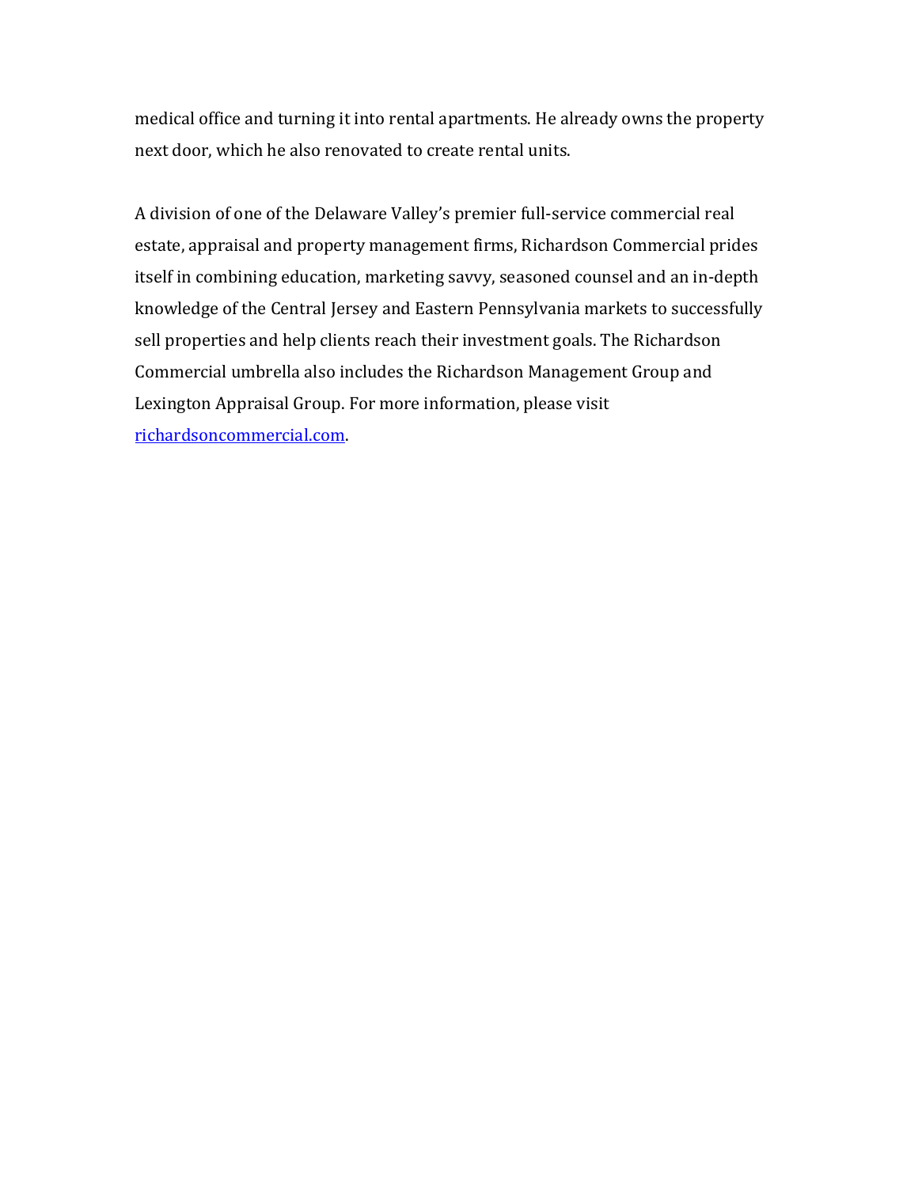medical office and turning it into rental apartments. He already owns the property next door, which he also renovated to create rental units.

A division of one of the Delaware Valley's premier full-service commercial real estate, appraisal and property management firms, Richardson Commercial prides itself in combining education, marketing savvy, seasoned counsel and an in-depth knowledge of the Central Jersey and Eastern Pennsylvania markets to successfully sell properties and help clients reach their investment goals. The Richardson Commercial umbrella also includes the Richardson Management Group and Lexington Appraisal Group. For more information, please visit [richardsoncommercial.com](http://richardsoncommercial.com).